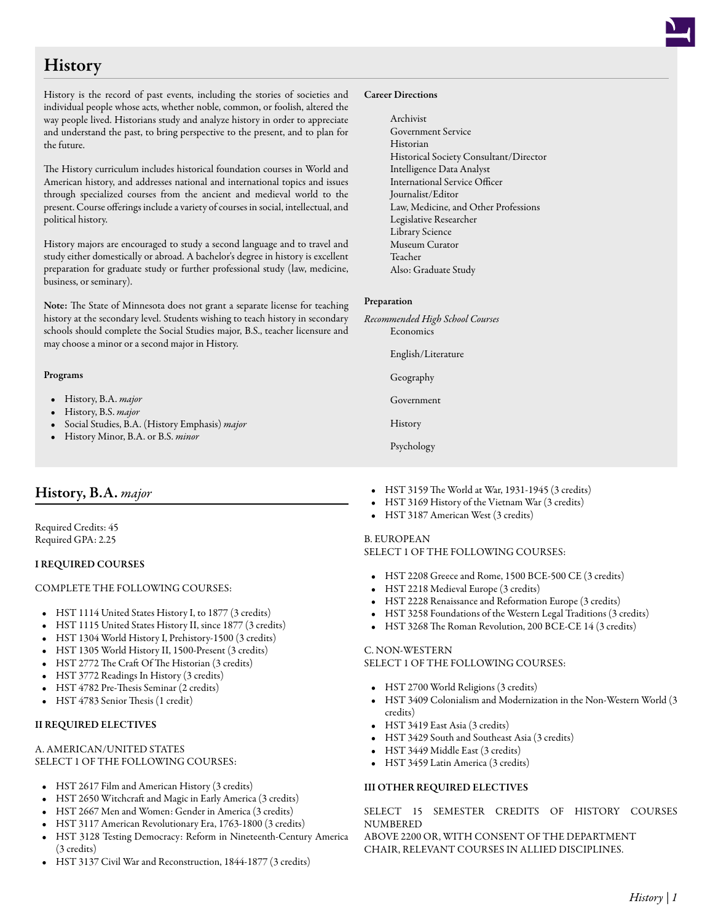# History

History is the record of past events, including the stories of societies and individual people whose acts, whether noble, common, or foolish, altered the way people lived. Historians study and analyze history in order to appreciate and understand the past, to bring perspective to the present, and to plan for the future.

The History curriculum includes historical foundation courses in World and American history, and addresses national and international topics and issues through specialized courses from the ancient and medieval world to the present. Course offerings include a variety of courses in social, intellectual, and political history.

History majors are encouraged to study a second language and to travel and study either domestically or abroad. A bachelor's degree in history is excellent preparation for graduate study or further professional study (law, medicine, business, or seminary).

**Note:** The State of Minnesota does not grant a separate license for teaching history at the secondary level. Students wishing to teach history in secondary schools should complete the Social Studies major, B.S., teacher licensure and may choose a minor or a second major in History.

### Programs

- History, B.A. *major*
- History, B.S. *major*
- Social Studies, B.A. (History Emphasis) *major*
- History Minor, B.A. or B.S. *minor*

### Career Directions

Archivist
Government Service
Historian
Historical Society Consultant/Director
Intelligence Data Analyst
International Service Officer
Journalist/Editor
Law, Medicine, and Other Professions
Legislative Researcher
Library Science
Museum Curator
Teacher
Also: Graduate Study

### Preparation

*Recommended High School Courses*

Economics

English/Literature

Geography

Government

History

Psychology

## History, B.A. *major*

Required Credits: 45
Required GPA: 2.25

**I REQUIRED COURSES**

COMPLETE THE FOLLOWING COURSES:

- HST 1114 United States History I, to 1877 (3 credits)
- HST 1115 United States History II, since 1877 (3 credits)
- HST 1304 World History I, Prehistory-1500 (3 credits)
- HST 1305 World History II, 1500-Present (3 credits)
- HST 2772 The Craft Of The Historian (3 credits)
- HST 3772 Readings In History (3 credits)
- HST 4782 Pre-Thesis Seminar (2 credits)
- HST 4783 Senior Thesis (1 credit)

**II REQUIRED ELECTIVES**

A. AMERICAN/UNITED STATES
SELECT 1 OF THE FOLLOWING COURSES:

- HST 2617 Film and American History (3 credits)
- HST 2650 Witchcraft and Magic in Early America (3 credits)
- HST 2667 Men and Women: Gender in America (3 credits)
- HST 3117 American Revolutionary Era, 1763-1800 (3 credits)
- HST 3128 Testing Democracy: Reform in Nineteenth-Century America (3 credits)
- HST 3137 Civil War and Reconstruction, 1844-1877 (3 credits)
- HST 3159 The World at War, 1931-1945 (3 credits)
- HST 3169 History of the Vietnam War (3 credits)
- HST 3187 American West (3 credits)

B. EUROPEAN
SELECT 1 OF THE FOLLOWING COURSES:

- HST 2208 Greece and Rome, 1500 BCE-500 CE (3 credits)
- HST 2218 Medieval Europe (3 credits)
- HST 2228 Renaissance and Reformation Europe (3 credits)
- HST 3258 Foundations of the Western Legal Traditions (3 credits)
- HST 3268 The Roman Revolution, 200 BCE-CE 14 (3 credits)

C. NON-WESTERN
SELECT 1 OF THE FOLLOWING COURSES:

- HST 2700 World Religions (3 credits)
- HST 3409 Colonialism and Modernization in the Non-Western World (3 credits)
- HST 3419 East Asia (3 credits)
- HST 3429 South and Southeast Asia (3 credits)
- HST 3449 Middle East (3 credits)
- HST 3459 Latin America (3 credits)

**III OTHER REQUIRED ELECTIVES**

SELECT 15 SEMESTER CREDITS OF HISTORY COURSES NUMBERED
ABOVE 2200 OR, WITH CONSENT OF THE DEPARTMENT
CHAIR, RELEVANT COURSES IN ALLIED DISCIPLINES.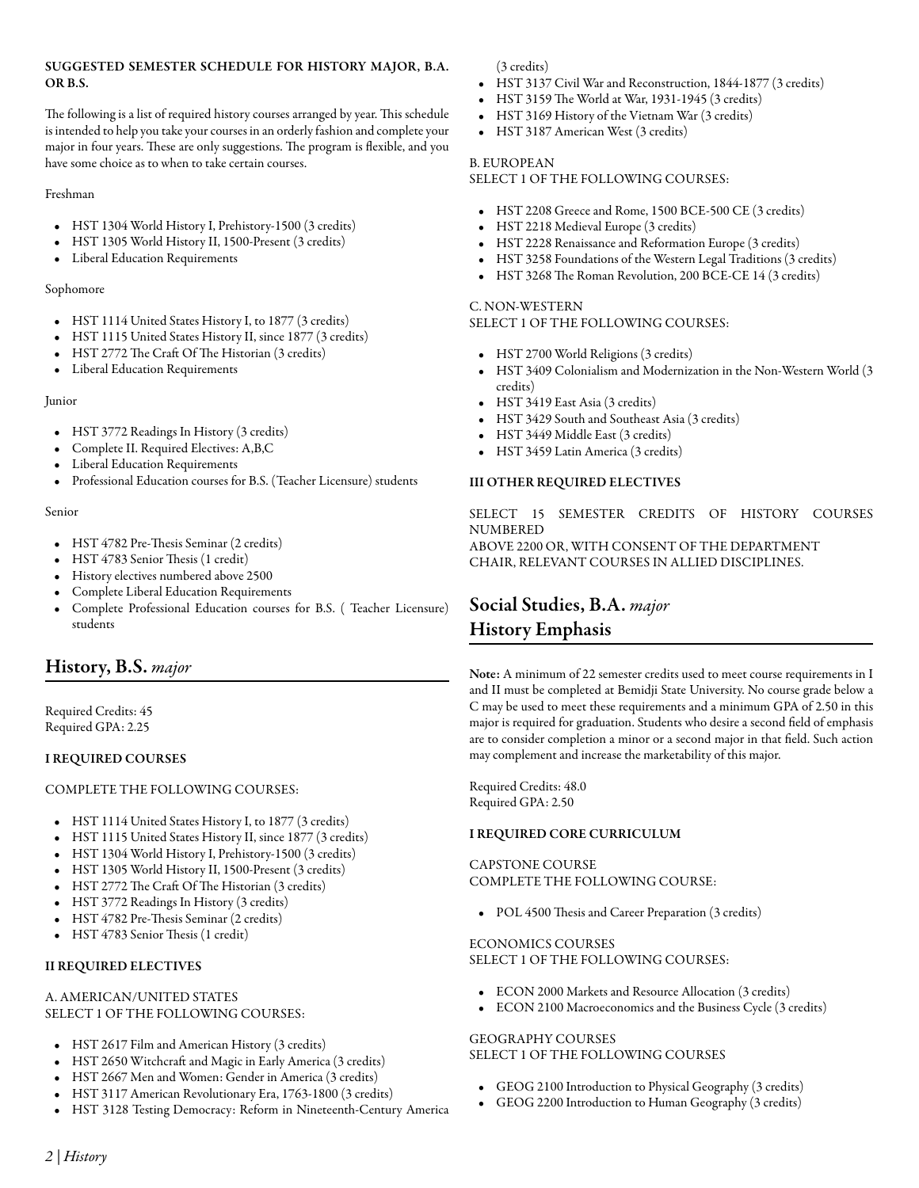**SUGGESTED SEMESTER SCHEDULE FOR HISTORY MAJOR, B.A. OR B.S.**

The following is a list of required history courses arranged by year. This schedule is intended to help you take your courses in an orderly fashion and complete your major in four years. These are only suggestions. The program is flexible, and you have some choice as to when to take certain courses.

Freshman

- HST 1304 World History I, Prehistory-1500 (3 credits)
- HST 1305 World History II, 1500-Present (3 credits)
- Liberal Education Requirements

Sophomore

- HST 1114 United States History I, to 1877 (3 credits)
- HST 1115 United States History II, since 1877 (3 credits)
- HST 2772 The Craft Of The Historian (3 credits)
- Liberal Education Requirements

Junior

- HST 3772 Readings In History (3 credits)
- Complete II. Required Electives: A,B,C
- Liberal Education Requirements
- Professional Education courses for B.S. (Teacher Licensure) students

Senior

- HST 4782 Pre-Thesis Seminar (2 credits)
- HST 4783 Senior Thesis (1 credit)
- History electives numbered above 2500
- Complete Liberal Education Requirements
- Complete Professional Education courses for B.S. ( Teacher Licensure) students

## History, B.S. *major*

Required Credits: 45
Required GPA: 2.25

**I REQUIRED COURSES**

COMPLETE THE FOLLOWING COURSES:

- HST 1114 United States History I, to 1877 (3 credits)
- HST 1115 United States History II, since 1877 (3 credits)
- HST 1304 World History I, Prehistory-1500 (3 credits)
- HST 1305 World History II, 1500-Present (3 credits)
- HST 2772 The Craft Of The Historian (3 credits)
- HST 3772 Readings In History (3 credits)
- HST 4782 Pre-Thesis Seminar (2 credits)
- HST 4783 Senior Thesis (1 credit)

**II REQUIRED ELECTIVES**

A. AMERICAN/UNITED STATES
SELECT 1 OF THE FOLLOWING COURSES:

- HST 2617 Film and American History (3 credits)
- HST 2650 Witchcraft and Magic in Early America (3 credits)
- HST 2667 Men and Women: Gender in America (3 credits)
- HST 3117 American Revolutionary Era, 1763-1800 (3 credits)
- HST 3128 Testing Democracy: Reform in Nineteenth-Century America (3 credits)
- HST 3137 Civil War and Reconstruction, 1844-1877 (3 credits)
- HST 3159 The World at War, 1931-1945 (3 credits)
- HST 3169 History of the Vietnam War (3 credits)
- HST 3187 American West (3 credits)

B. EUROPEAN
SELECT 1 OF THE FOLLOWING COURSES:

- HST 2208 Greece and Rome, 1500 BCE-500 CE (3 credits)
- HST 2218 Medieval Europe (3 credits)
- HST 2228 Renaissance and Reformation Europe (3 credits)
- HST 3258 Foundations of the Western Legal Traditions (3 credits)
- HST 3268 The Roman Revolution, 200 BCE-CE 14 (3 credits)

C. NON-WESTERN
SELECT 1 OF THE FOLLOWING COURSES:

- HST 2700 World Religions (3 credits)
- HST 3409 Colonialism and Modernization in the Non-Western World (3 credits)
- HST 3419 East Asia (3 credits)
- HST 3429 South and Southeast Asia (3 credits)
- HST 3449 Middle East (3 credits)
- HST 3459 Latin America (3 credits)

**III OTHER REQUIRED ELECTIVES**

SELECT 15 SEMESTER CREDITS OF HISTORY COURSES NUMBERED
ABOVE 2200 OR, WITH CONSENT OF THE DEPARTMENT CHAIR, RELEVANT COURSES IN ALLIED DISCIPLINES.

## Social Studies, B.A. *major*
## History Emphasis

**Note:** A minimum of 22 semester credits used to meet course requirements in I and II must be completed at Bemidji State University. No course grade below a C may be used to meet these requirements and a minimum GPA of 2.50 in this major is required for graduation. Students who desire a second field of emphasis are to consider completion a minor or a second major in that field. Such action may complement and increase the marketability of this major.

Required Credits: 48.0
Required GPA: 2.50

**I REQUIRED CORE CURRICULUM**

CAPSTONE COURSE
COMPLETE THE FOLLOWING COURSE:

- POL 4500 Thesis and Career Preparation (3 credits)

ECONOMICS COURSES
SELECT 1 OF THE FOLLOWING COURSES:

- ECON 2000 Markets and Resource Allocation (3 credits)
- ECON 2100 Macroeconomics and the Business Cycle (3 credits)

GEOGRAPHY COURSES
SELECT 1 OF THE FOLLOWING COURSES

- GEOG 2100 Introduction to Physical Geography (3 credits)
- GEOG 2200 Introduction to Human Geography (3 credits)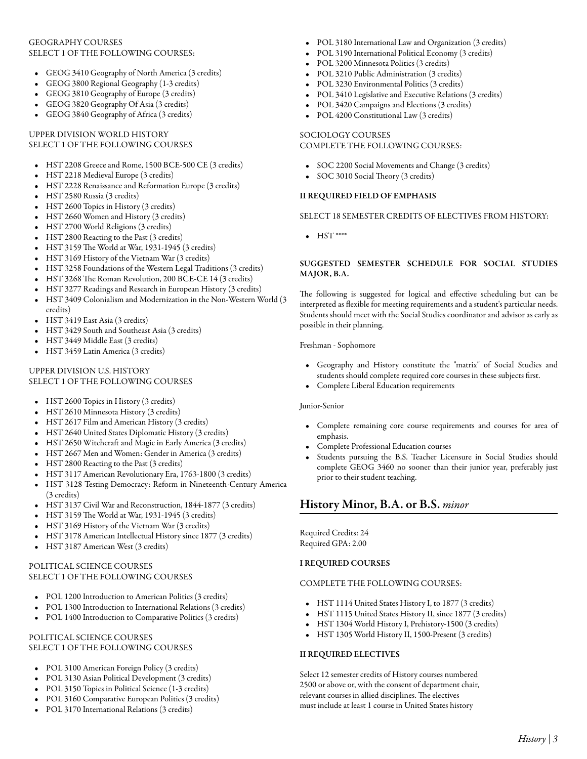GEOGRAPHY COURSES
SELECT 1 OF THE FOLLOWING COURSES:

- GEOG 3410 Geography of North America (3 credits)
- GEOG 3800 Regional Geography (1-3 credits)
- GEOG 3810 Geography of Europe (3 credits)
- GEOG 3820 Geography Of Asia (3 credits)
- GEOG 3840 Geography of Africa (3 credits)

UPPER DIVISION WORLD HISTORY
SELECT 1 OF THE FOLLOWING COURSES

- HST 2208 Greece and Rome, 1500 BCE-500 CE (3 credits)
- HST 2218 Medieval Europe (3 credits)
- HST 2228 Renaissance and Reformation Europe (3 credits)
- HST 2580 Russia (3 credits)
- HST 2600 Topics in History (3 credits)
- HST 2660 Women and History (3 credits)
- HST 2700 World Religions (3 credits)
- HST 2800 Reacting to the Past (3 credits)
- HST 3159 The World at War, 1931-1945 (3 credits)
- HST 3169 History of the Vietnam War (3 credits)
- HST 3258 Foundations of the Western Legal Traditions (3 credits)
- HST 3268 The Roman Revolution, 200 BCE-CE 14 (3 credits)
- HST 3277 Readings and Research in European History (3 credits)
- HST 3409 Colonialism and Modernization in the Non-Western World (3 credits)
- HST 3419 East Asia (3 credits)
- HST 3429 South and Southeast Asia (3 credits)
- HST 3449 Middle East (3 credits)
- HST 3459 Latin America (3 credits)

UPPER DIVISION U.S. HISTORY
SELECT 1 OF THE FOLLOWING COURSES

- HST 2600 Topics in History (3 credits)
- HST 2610 Minnesota History (3 credits)
- HST 2617 Film and American History (3 credits)
- HST 2640 United States Diplomatic History (3 credits)
- HST 2650 Witchcraft and Magic in Early America (3 credits)
- HST 2667 Men and Women: Gender in America (3 credits)
- HST 2800 Reacting to the Past (3 credits)
- HST 3117 American Revolutionary Era, 1763-1800 (3 credits)
- HST 3128 Testing Democracy: Reform in Nineteenth-Century America (3 credits)
- HST 3137 Civil War and Reconstruction, 1844-1877 (3 credits)
- HST 3159 The World at War, 1931-1945 (3 credits)
- HST 3169 History of the Vietnam War (3 credits)
- HST 3178 American Intellectual History since 1877 (3 credits)
- HST 3187 American West (3 credits)

POLITICAL SCIENCE COURSES
SELECT 1 OF THE FOLLOWING COURSES

- POL 1200 Introduction to American Politics (3 credits)
- POL 1300 Introduction to International Relations (3 credits)
- POL 1400 Introduction to Comparative Politics (3 credits)

POLITICAL SCIENCE COURSES
SELECT 1 OF THE FOLLOWING COURSES

- POL 3100 American Foreign Policy (3 credits)
- POL 3130 Asian Political Development (3 credits)
- POL 3150 Topics in Political Science (1-3 credits)
- POL 3160 Comparative European Politics (3 credits)
- POL 3170 International Relations (3 credits)
- POL 3180 International Law and Organization (3 credits)
- POL 3190 International Political Economy (3 credits)
- POL 3200 Minnesota Politics (3 credits)
- POL 3210 Public Administration (3 credits)
- POL 3230 Environmental Politics (3 credits)
- POL 3410 Legislative and Executive Relations (3 credits)
- POL 3420 Campaigns and Elections (3 credits)
- POL 4200 Constitutional Law (3 credits)

SOCIOLOGY COURSES
COMPLETE THE FOLLOWING COURSES:

- SOC 2200 Social Movements and Change (3 credits)
- SOC 3010 Social Theory (3 credits)

**II REQUIRED FIELD OF EMPHASIS**

SELECT 18 SEMESTER CREDITS OF ELECTIVES FROM HISTORY:

- HST ****

**SUGGESTED SEMESTER SCHEDULE FOR SOCIAL STUDIES MAJOR, B.A.**

The following is suggested for logical and effective scheduling but can be interpreted as flexible for meeting requirements and a student's particular needs. Students should meet with the Social Studies coordinator and advisor as early as possible in their planning.

Freshman - Sophomore

- Geography and History constitute the "matrix" of Social Studies and students should complete required core courses in these subjects first.
- Complete Liberal Education requirements

Junior-Senior

- Complete remaining core course requirements and courses for area of emphasis.
- Complete Professional Education courses
- Students pursuing the B.S. Teacher Licensure in Social Studies should complete GEOG 3460 no sooner than their junior year, preferably just prior to their student teaching.

## History Minor, B.A. or B.S. *minor*

Required Credits: 24
Required GPA: 2.00

**I REQUIRED COURSES**

COMPLETE THE FOLLOWING COURSES:

- HST 1114 United States History I, to 1877 (3 credits)
- HST 1115 United States History II, since 1877 (3 credits)
- HST 1304 World History I, Prehistory-1500 (3 credits)
- HST 1305 World History II, 1500-Present (3 credits)

**II REQUIRED ELECTIVES**

Select 12 semester credits of History courses numbered 2500 or above or, with the consent of department chair, relevant courses in allied disciplines. The electives must include at least 1 course in United States history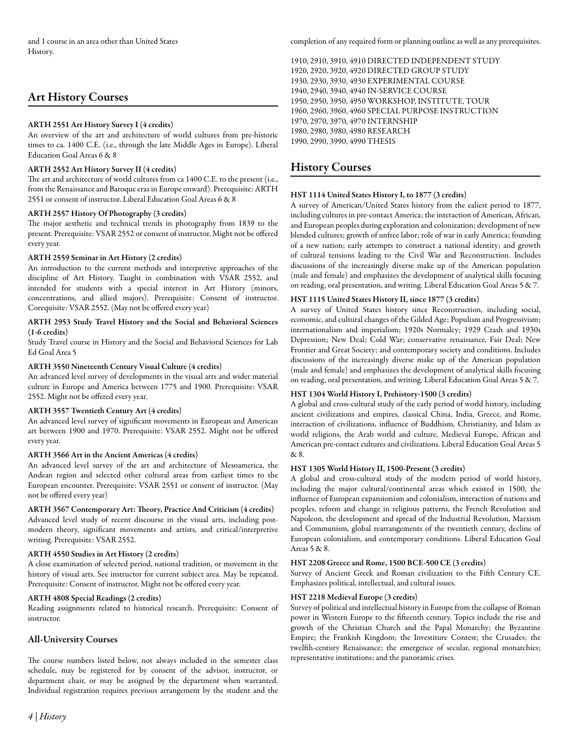and 1 course in an area other than United States History.

## Art History Courses

**ARTH 2551 Art History Survey I (4 credits)**
An overview of the art and architecture of world cultures from pre-historic times to ca. 1400 C.E. (i.e., through the late Middle Ages in Europe). Liberal Education Goal Areas 6 & 8

**ARTH 2552 Art History Survey II (4 credits)**
The art and architecture of world cultures from ca 1400 C.E. to the present (i.e., from the Renaissance and Baroque eras in Europe onward). Prerequisite: ARTH 2551 or consent of instructor. Liberal Education Goal Areas 6 & 8

**ARTH 2557 History Of Photography (3 credits)**
The major aesthetic and technical trends in photography from 1839 to the present. Prerequisite: VSAR 2552 or consent of instructor. Might not be offered every year.

**ARTH 2559 Seminar in Art History (2 credits)**
An introduction to the current methods and interpretive approaches of the discipline of Art History. Taught in combination with VSAR 2552, and intended for students with a special interest in Art History (minors, concentrations, and allied majors). Prerequisite: Consent of instructor. Corequisite: VSAR 2552. (May not be offered every year)

**ARTH 2953 Study Travel History and the Social and Behavioral Sciences (1-6 credits)**
Study Travel course in History and the Social and Behavioral Sciences for Lab Ed Goal Area 5

**ARTH 3550 Nineteenth Century Visual Culture (4 credits)**
An advanced level survey of developments in the visual arts and wider material culture in Europe and America between 1775 and 1900. Prerequisite: VSAR 2552. Might not be offered every year.

**ARTH 3557 Twentieth Century Art (4 credits)**
An advanced level survey of significant movements in European and American art between 1900 and 1970. Prerequisite: VSAR 2552. Might not be offered every year.

**ARTH 3566 Art in the Ancient Americas (4 credits)**
An advanced level survey of the art and architecture of Mesoamerica, the Andean region and selected other cultural areas from earliest times to the European encounter. Prerequisite: VSAR 2551 or consent of instructor. (May not be offered every year)

**ARTH 3567 Contemporary Art: Theory, Practice And Criticism (4 credits)**
Advanced level study of recent discourse in the visual arts, including post-modern theory, significant movements and artists, and critical/interpretive writing. Prerequisite: VSAR 2552.

**ARTH 4550 Studies in Art History (2 credits)**
A close examination of selected period, national tradition, or movement in the history of visual arts. See instructor for current subject area. May be repeated. Prerequisite: Consent of instructor. Might not be offered every year.

**ARTH 4808 Special Readings (2 credits)**
Reading assignments related to historical research. Prerequisite: Consent of instructor.

### All-University Courses

The course numbers listed below, not always included in the semester class schedule, may be registered for by consent of the advisor, instructor, or department chair, or may be assigned by the department when warranted. Individual registration requires previous arrangement by the student and the completion of any required form or planning outline as well as any prerequisites.

1910, 2910, 3910, 4910 DIRECTED INDEPENDENT STUDY
1920, 2920, 3920, 4920 DIRECTED GROUP STUDY
1930, 2930, 3930, 4930 EXPERIMENTAL COURSE
1940, 2940, 3940, 4940 IN-SERVICE COURSE
1950, 2950, 3950, 4950 WORKSHOP, INSTITUTE, TOUR
1960, 2960, 3960, 4960 SPECIAL PURPOSE INSTRUCTION
1970, 2970, 3970, 4970 INTERNSHIP
1980, 2980, 3980, 4980 RESEARCH
1990, 2990, 3990, 4990 THESIS

## History Courses

**HST 1114 United States History I, to 1877 (3 credits)**
A survey of American/United States history from the ealiest period to 1877, including cultures in pre-contact America; the interaction of American, African, and European peoples during exploration and colonization; development of new blended cultures; growth of unfree labor; role of war in early America; founding of a new nation; early attempts to construct a national identity; and growth of cultural tensions leading to the Civil War and Reconstruction. Includes discussions of the increasingly diverse make up of the American population (male and female) and emphasizes the development of analytical skills focusing on reading, oral presentation, and writing. Liberal Education Goal Areas 5 & 7.

**HST 1115 United States History II, since 1877 (3 credits)**
A survey of United States history since Reconstruction, including social, economic, and cultural changes of the Gilded Age; Populism and Progressivism; internationalism and imperialism; 1920s Normalcy; 1929 Crash and 1930s Depression; New Deal; Cold War; conservative renaissance, Fair Deal; New Frontier and Great Society; and contemporary society and conditions. Includes discussions of the increasingly diverse make up of the American population (male and female) and emphasizes the development of analytical skills focusing on reading, oral presentation, and writing. Liberal Education Goal Areas 5 & 7.

**HST 1304 World History I, Prehistory-1500 (3 credits)**
A global and cross-cultural study of the early period of world history, including ancient civilizations and empires, classical China, India, Greece, and Rome, interaction of civilizations, influence of Buddhism, Christianity, and Islam as world religions, the Arab world and culture, Medieval Europe, African and American pre-contact cultures and civilizations. Liberal Education Goal Areas 5 & 8.

**HST 1305 World History II, 1500-Present (3 credits)**
A global and cross-cultural study of the modern period of world history, including the major cultural/continental areas which existed in 1500, the influence of European expansionism and colonialism, interaction of nations and peoples, reform and change in religious patterns, the French Revolution and Napoleon, the development and spread of the Industrial Revolution, Marxism and Communism, global rearrangements of the twentieth century, decline of European colonialism, and contemporary conditions. Liberal Education Goal Areas 5 & 8.

**HST 2208 Greece and Rome, 1500 BCE-500 CE (3 credits)**
Survey of Ancient Greek and Roman civilization to the Fifth Century CE. Emphasizes political, intellectual, and cultural issues.

**HST 2218 Medieval Europe (3 credits)**
Survey of political and intellectual history in Europe from the collapse of Roman power in Western Europe to the fifteenth century. Topics include the rise and growth of the Christian Church and the Papal Monarchy; the Byzantine Empire; the Frankish Kingdom; the Investiture Contest; the Crusades; the twelfth-century Renaissance; the emergence of secular, regional monarchies; representative institutions; and the panoramic crises.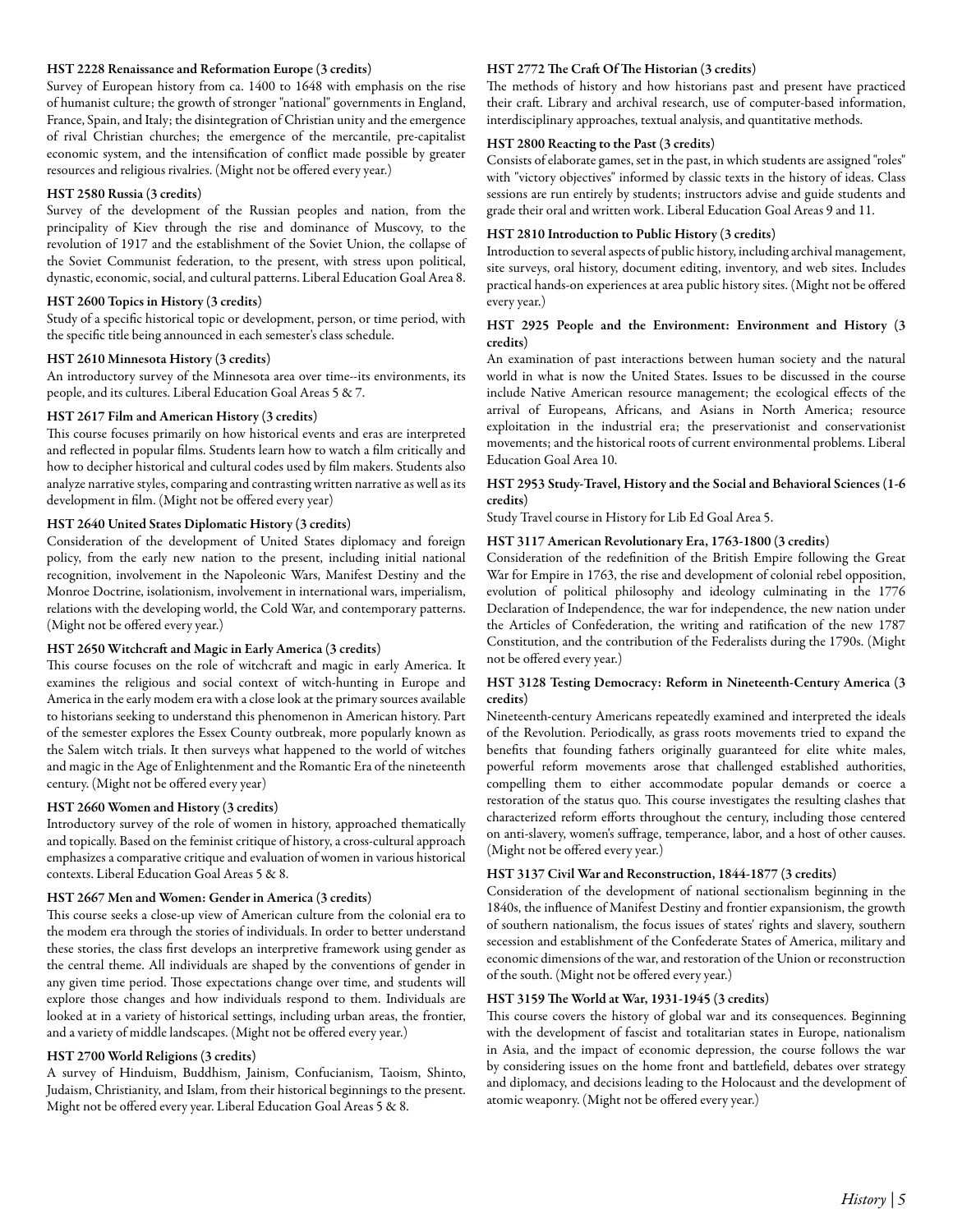### HST 2228 Renaissance and Reformation Europe (3 credits)

Survey of European history from ca. 1400 to 1648 with emphasis on the rise of humanist culture; the growth of stronger "national" governments in England, France, Spain, and Italy; the disintegration of Christian unity and the emergence of rival Christian churches; the emergence of the mercantile, pre-capitalist economic system, and the intensification of conflict made possible by greater resources and religious rivalries. (Might not be offered every year.)

### HST 2580 Russia (3 credits)

Survey of the development of the Russian peoples and nation, from the principality of Kiev through the rise and dominance of Muscovy, to the revolution of 1917 and the establishment of the Soviet Union, the collapse of the Soviet Communist federation, to the present, with stress upon political, dynastic, economic, social, and cultural patterns. Liberal Education Goal Area 8.

### HST 2600 Topics in History (3 credits)

Study of a specific historical topic or development, person, or time period, with the specific title being announced in each semester's class schedule.

### HST 2610 Minnesota History (3 credits)

An introductory survey of the Minnesota area over time--its environments, its people, and its cultures. Liberal Education Goal Areas 5 & 7.

### HST 2617 Film and American History (3 credits)

This course focuses primarily on how historical events and eras are interpreted and reflected in popular films. Students learn how to watch a film critically and how to decipher historical and cultural codes used by film makers. Students also analyze narrative styles, comparing and contrasting written narrative as well as its development in film. (Might not be offered every year)

### HST 2640 United States Diplomatic History (3 credits)

Consideration of the development of United States diplomacy and foreign policy, from the early new nation to the present, including initial national recognition, involvement in the Napoleonic Wars, Manifest Destiny and the Monroe Doctrine, isolationism, involvement in international wars, imperialism, relations with the developing world, the Cold War, and contemporary patterns. (Might not be offered every year.)

### HST 2650 Witchcraft and Magic in Early America (3 credits)

This course focuses on the role of witchcraft and magic in early America. It examines the religious and social context of witch-hunting in Europe and America in the early modem era with a close look at the primary sources available to historians seeking to understand this phenomenon in American history. Part of the semester explores the Essex County outbreak, more popularly known as the Salem witch trials. It then surveys what happened to the world of witches and magic in the Age of Enlightenment and the Romantic Era of the nineteenth century. (Might not be offered every year)

### HST 2660 Women and History (3 credits)

Introductory survey of the role of women in history, approached thematically and topically. Based on the feminist critique of history, a cross-cultural approach emphasizes a comparative critique and evaluation of women in various historical contexts. Liberal Education Goal Areas 5 & 8.

### HST 2667 Men and Women: Gender in America (3 credits)

This course seeks a close-up view of American culture from the colonial era to the modem era through the stories of individuals. In order to better understand these stories, the class first develops an interpretive framework using gender as the central theme. All individuals are shaped by the conventions of gender in any given time period. Those expectations change over time, and students will explore those changes and how individuals respond to them. Individuals are looked at in a variety of historical settings, including urban areas, the frontier, and a variety of middle landscapes. (Might not be offered every year.)

### HST 2700 World Religions (3 credits)

A survey of Hinduism, Buddhism, Jainism, Confucianism, Taoism, Shinto, Judaism, Christianity, and Islam, from their historical beginnings to the present. Might not be offered every year. Liberal Education Goal Areas 5 & 8.

### HST 2772 The Craft Of The Historian (3 credits)

The methods of history and how historians past and present have practiced their craft. Library and archival research, use of computer-based information, interdisciplinary approaches, textual analysis, and quantitative methods.

### HST 2800 Reacting to the Past (3 credits)

Consists of elaborate games, set in the past, in which students are assigned "roles" with "victory objectives" informed by classic texts in the history of ideas. Class sessions are run entirely by students; instructors advise and guide students and grade their oral and written work. Liberal Education Goal Areas 9 and 11.

### HST 2810 Introduction to Public History (3 credits)

Introduction to several aspects of public history, including archival management, site surveys, oral history, document editing, inventory, and web sites. Includes practical hands-on experiences at area public history sites. (Might not be offered every year.)

### HST 2925 People and the Environment: Environment and History (3 credits)

An examination of past interactions between human society and the natural world in what is now the United States. Issues to be discussed in the course include Native American resource management; the ecological effects of the arrival of Europeans, Africans, and Asians in North America; resource exploitation in the industrial era; the preservationist and conservationist movements; and the historical roots of current environmental problems. Liberal Education Goal Area 10.

### HST 2953 Study-Travel, History and the Social and Behavioral Sciences (1-6 credits)

Study Travel course in History for Lib Ed Goal Area 5.

### HST 3117 American Revolutionary Era, 1763-1800 (3 credits)

Consideration of the redefinition of the British Empire following the Great War for Empire in 1763, the rise and development of colonial rebel opposition, evolution of political philosophy and ideology culminating in the 1776 Declaration of Independence, the war for independence, the new nation under the Articles of Confederation, the writing and ratification of the new 1787 Constitution, and the contribution of the Federalists during the 1790s. (Might not be offered every year.)

### HST 3128 Testing Democracy: Reform in Nineteenth-Century America (3 credits)

Nineteenth-century Americans repeatedly examined and interpreted the ideals of the Revolution. Periodically, as grass roots movements tried to expand the benefits that founding fathers originally guaranteed for elite white males, powerful reform movements arose that challenged established authorities, compelling them to either accommodate popular demands or coerce a restoration of the status quo. This course investigates the resulting clashes that characterized reform efforts throughout the century, including those centered on anti-slavery, women's suffrage, temperance, labor, and a host of other causes. (Might not be offered every year.)

### HST 3137 Civil War and Reconstruction, 1844-1877 (3 credits)

Consideration of the development of national sectionalism beginning in the 1840s, the influence of Manifest Destiny and frontier expansionism, the growth of southern nationalism, the focus issues of states' rights and slavery, southern secession and establishment of the Confederate States of America, military and economic dimensions of the war, and restoration of the Union or reconstruction of the south. (Might not be offered every year.)

### HST 3159 The World at War, 1931-1945 (3 credits)

This course covers the history of global war and its consequences. Beginning with the development of fascist and totalitarian states in Europe, nationalism in Asia, and the impact of economic depression, the course follows the war by considering issues on the home front and battlefield, debates over strategy and diplomacy, and decisions leading to the Holocaust and the development of atomic weaponry. (Might not be offered every year.)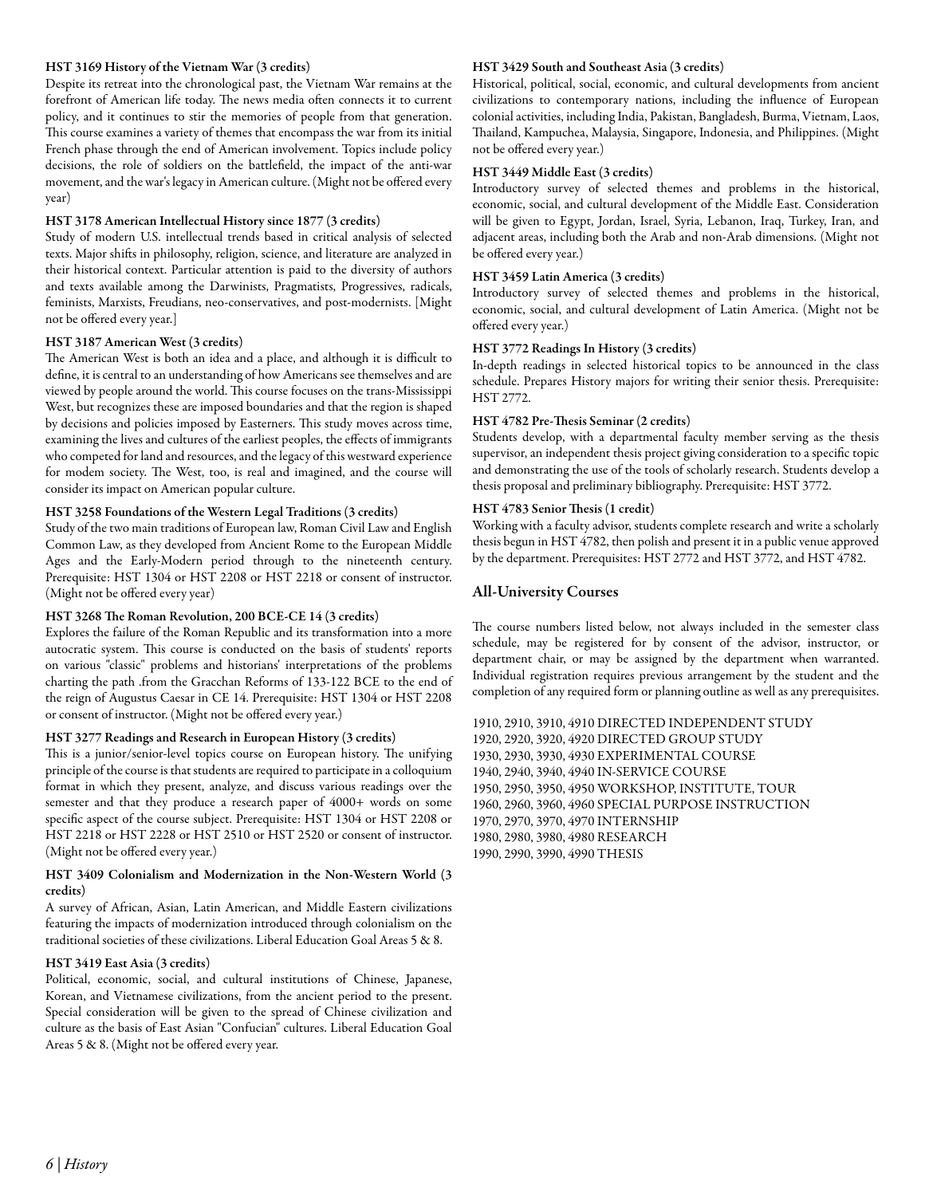**HST 3169 History of the Vietnam War (3 credits)**
Despite its retreat into the chronological past, the Vietnam War remains at the forefront of American life today. The news media often connects it to current policy, and it continues to stir the memories of people from that generation. This course examines a variety of themes that encompass the war from its initial French phase through the end of American involvement. Topics include policy decisions, the role of soldiers on the battlefield, the impact of the anti-war movement, and the war's legacy in American culture. (Might not be offered every year)

**HST 3178 American Intellectual History since 1877 (3 credits)**
Study of modern U.S. intellectual trends based in critical analysis of selected texts. Major shifts in philosophy, religion, science, and literature are analyzed in their historical context. Particular attention is paid to the diversity of authors and texts available among the Darwinists, Pragmatists, Progressives, radicals, feminists, Marxists, Freudians, neo-conservatives, and post-modernists. [Might not be offered every year.]

**HST 3187 American West (3 credits)**
The American West is both an idea and a place, and although it is difficult to define, it is central to an understanding of how Americans see themselves and are viewed by people around the world. This course focuses on the trans-Mississippi West, but recognizes these are imposed boundaries and that the region is shaped by decisions and policies imposed by Easterners. This study moves across time, examining the lives and cultures of the earliest peoples, the effects of immigrants who competed for land and resources, and the legacy of this westward experience for modem society. The West, too, is real and imagined, and the course will consider its impact on American popular culture.

**HST 3258 Foundations of the Western Legal Traditions (3 credits)**
Study of the two main traditions of European law, Roman Civil Law and English Common Law, as they developed from Ancient Rome to the European Middle Ages and the Early-Modern period through to the nineteenth century. Prerequisite: HST 1304 or HST 2208 or HST 2218 or consent of instructor. (Might not be offered every year)

**HST 3268 The Roman Revolution, 200 BCE-CE 14 (3 credits)**
Explores the failure of the Roman Republic and its transformation into a more autocratic system. This course is conducted on the basis of students' reports on various "classic" problems and historians' interpretations of the problems charting the path .from the Gracchan Reforms of 133-122 BCE to the end of the reign of Augustus Caesar in CE 14. Prerequisite: HST 1304 or HST 2208 or consent of instructor. (Might not be offered every year.)

**HST 3277 Readings and Research in European History (3 credits)**
This is a junior/senior-level topics course on European history. The unifying principle of the course is that students are required to participate in a colloquium format in which they present, analyze, and discuss various readings over the semester and that they produce a research paper of 4000+ words on some specific aspect of the course subject. Prerequisite: HST 1304 or HST 2208 or HST 2218 or HST 2228 or HST 2510 or HST 2520 or consent of instructor. (Might not be offered every year.)

**HST 3409 Colonialism and Modernization in the Non-Western World (3 credits)**
A survey of African, Asian, Latin American, and Middle Eastern civilizations featuring the impacts of modernization introduced through colonialism on the traditional societies of these civilizations. Liberal Education Goal Areas 5 & 8.

**HST 3419 East Asia (3 credits)**
Political, economic, social, and cultural institutions of Chinese, Japanese, Korean, and Vietnamese civilizations, from the ancient period to the present. Special consideration will be given to the spread of Chinese civilization and culture as the basis of East Asian "Confucian" cultures. Liberal Education Goal Areas 5 & 8. (Might not be offered every year.

**HST 3429 South and Southeast Asia (3 credits)**
Historical, political, social, economic, and cultural developments from ancient civilizations to contemporary nations, including the influence of European colonial activities, including India, Pakistan, Bangladesh, Burma, Vietnam, Laos, Thailand, Kampuchea, Malaysia, Singapore, Indonesia, and Philippines. (Might not be offered every year.)

**HST 3449 Middle East (3 credits)**
Introductory survey of selected themes and problems in the historical, economic, social, and cultural development of the Middle East. Consideration will be given to Egypt, Jordan, Israel, Syria, Lebanon, Iraq, Turkey, Iran, and adjacent areas, including both the Arab and non-Arab dimensions. (Might not be offered every year.)

**HST 3459 Latin America (3 credits)**
Introductory survey of selected themes and problems in the historical, economic, social, and cultural development of Latin America. (Might not be offered every year.)

**HST 3772 Readings In History (3 credits)**
In-depth readings in selected historical topics to be announced in the class schedule. Prepares History majors for writing their senior thesis. Prerequisite: HST 2772.

**HST 4782 Pre-Thesis Seminar (2 credits)**
Students develop, with a departmental faculty member serving as the thesis supervisor, an independent thesis project giving consideration to a specific topic and demonstrating the use of the tools of scholarly research. Students develop a thesis proposal and preliminary bibliography. Prerequisite: HST 3772.

**HST 4783 Senior Thesis (1 credit)**
Working with a faculty advisor, students complete research and write a scholarly thesis begun in HST 4782, then polish and present it in a public venue approved by the department. Prerequisites: HST 2772 and HST 3772, and HST 4782.

## All-University Courses

The course numbers listed below, not always included in the semester class schedule, may be registered for by consent of the advisor, instructor, or department chair, or may be assigned by the department when warranted. Individual registration requires previous arrangement by the student and the completion of any required form or planning outline as well as any prerequisites.

1910, 2910, 3910, 4910 DIRECTED INDEPENDENT STUDY
1920, 2920, 3920, 4920 DIRECTED GROUP STUDY
1930, 2930, 3930, 4930 EXPERIMENTAL COURSE
1940, 2940, 3940, 4940 IN-SERVICE COURSE
1950, 2950, 3950, 4950 WORKSHOP, INSTITUTE, TOUR
1960, 2960, 3960, 4960 SPECIAL PURPOSE INSTRUCTION
1970, 2970, 3970, 4970 INTERNSHIP
1980, 2980, 3980, 4980 RESEARCH
1990, 2990, 3990, 4990 THESIS